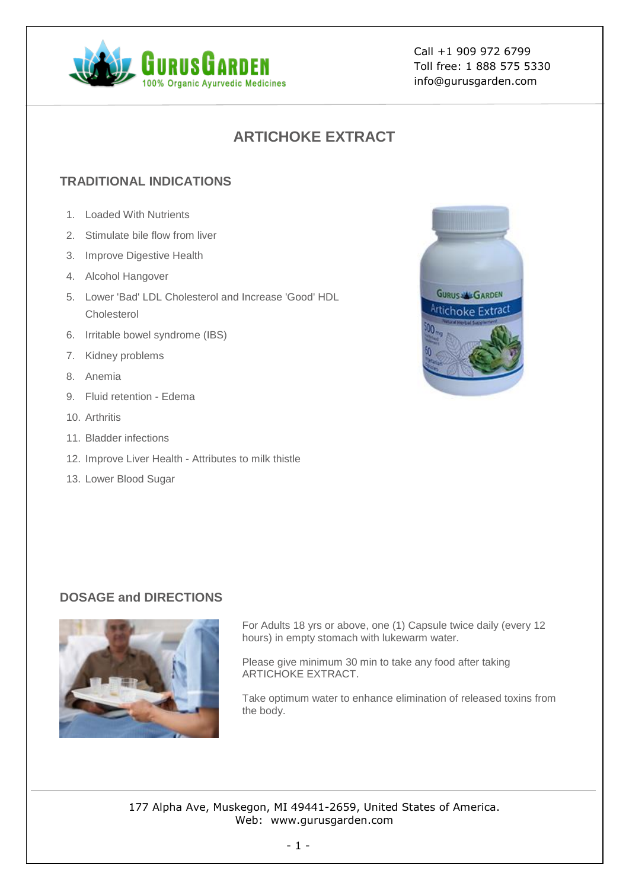Call +1 909 972 6799
Toll free: 1 888 575 5330
info@gurusgarden.com

# ARTICHOKE EXTRACT

## TRADITIONAL INDICATIONS

1. Loaded With Nutrients
2. Stimulate bile flow from liver
3. Improve Digestive Health
4. Alcohol Hangover
5. Lower 'Bad' LDL Cholesterol and Increase 'Good' HDL Cholesterol
6. Irritable bowel syndrome (IBS)
7. Kidney problems
8. Anemia
9. Fluid retention - Edema
10. Arthritis
11. Bladder infections
12. Improve Liver Health - Attributes to milk thistle
13. Lower Blood Sugar

## DOSAGE and DIRECTIONS

For Adults 18 yrs or above, one (1) Capsule twice daily (every 12 hours) in empty stomach with lukewarm water.

Please give minimum 30 min to take any food after taking ARTICHOKE EXTRACT.

Take optimum water to enhance elimination of released toxins from the body.

177 Alpha Ave, Muskegon, MI 49441-2659, United States of America.
Web: www.gurusgarden.com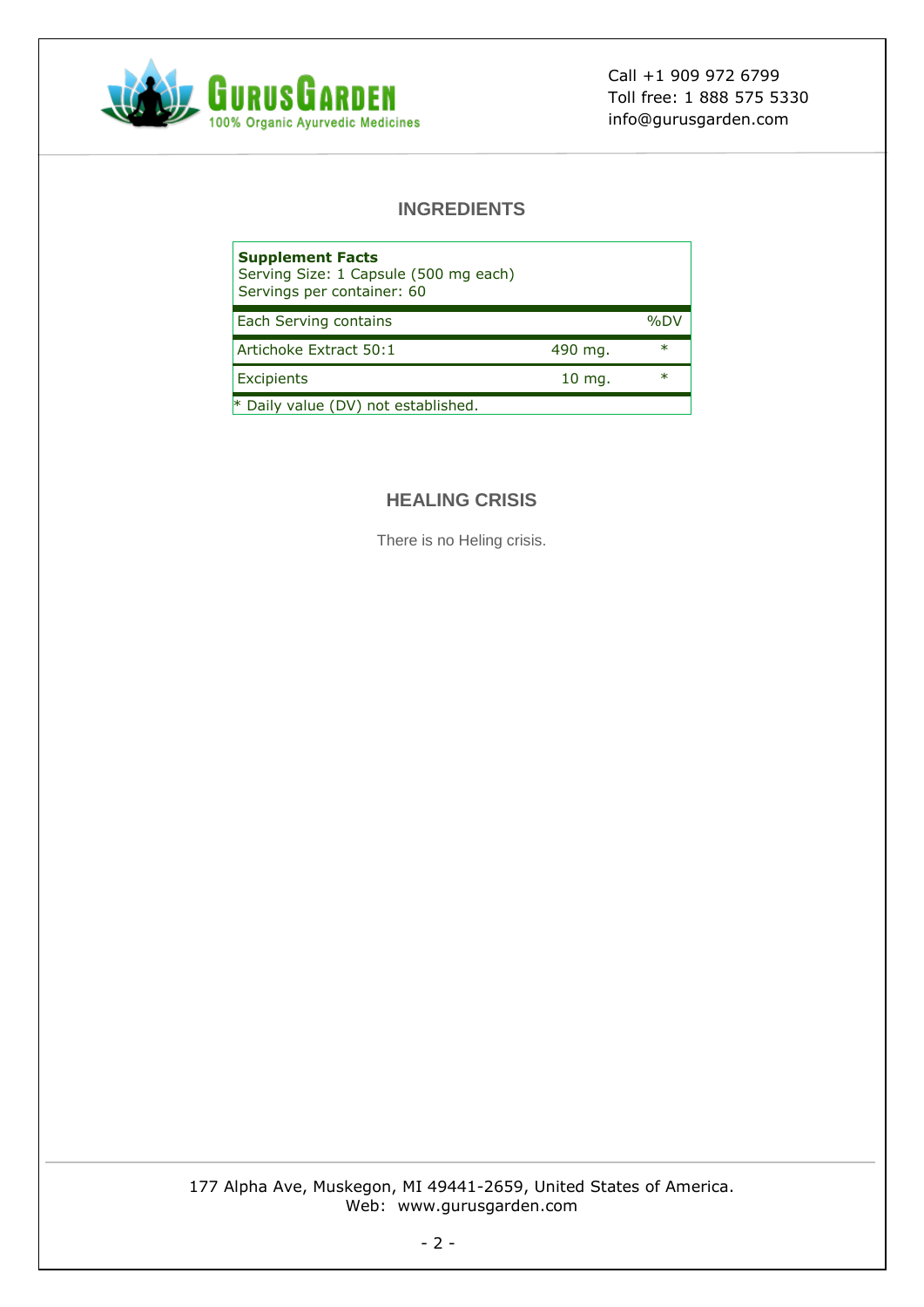## INGREDIENTS

| | | |
|---|---|---|
| **Supplement Facts**<br>Serving Size: 1 Capsule (500 mg each)<br>Servings per container: 60 | | |
| Each Serving contains | | %DV |
| Artichoke Extract 50:1 | 490 mg. | * |
| Excipients | 10 mg. | * |
| * Daily value (DV) not established. | | |

## HEALING CRISIS

There is no Heling crisis.